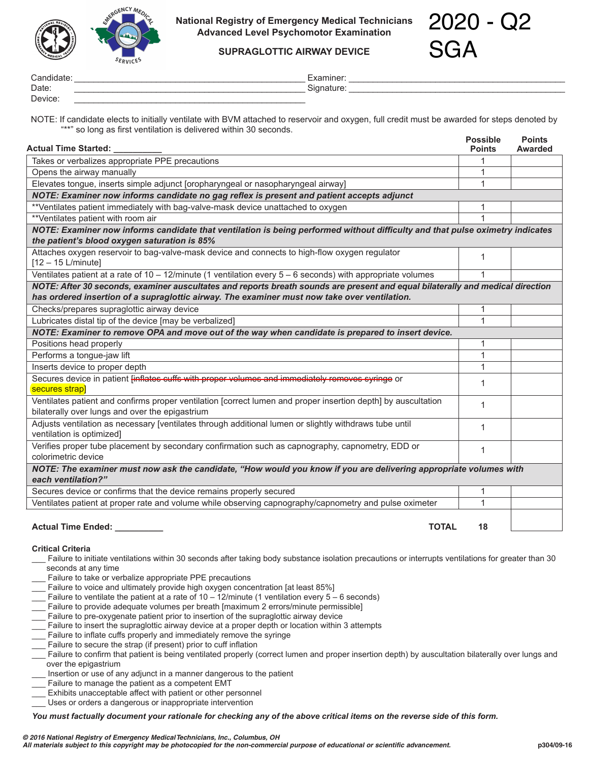# National Registry of Emergency Medical Technicians
## Advanced Level Psychomotor Examination

**2020 - Q2 SGA**

### SUPRAGLOTTIC AIRWAY DEVICE

Candidate: ______________________ Examiner: ______________________
Date: ______________________ Signature: ______________________
Device: ______________________

NOTE: If candidate elects to initially ventilate with BVM attached to reservoir and oxygen, full credit must be awarded for steps denoted by "**" so long as first ventilation is delivered within 30 seconds.

| Actual Time Started: __________ | Possible Points | Points Awarded |
|---|---|---|
| Takes or verbalizes appropriate PPE precautions | 1 | |
| Opens the airway manually | 1 | |
| Elevates tongue, inserts simple adjunct [oropharyngeal or nasopharyngeal airway] | 1 | |
| ***NOTE: Examiner now informs candidate no gag reflex is present and patient accepts adjunct*** | | |
| **Ventilates patient immediately with bag-valve-mask device unattached to oxygen | 1 | |
| **Ventilates patient with room air | 1 | |
| ***NOTE: Examiner now informs candidate that ventilation is being performed without difficulty and that pulse oximetry indicates the patient's blood oxygen saturation is 85%*** | | |
| Attaches oxygen reservoir to bag-valve-mask device and connects to high-flow oxygen regulator [12 – 15 L/minute] | 1 | |
| Ventilates patient at a rate of 10 – 12/minute (1 ventilation every 5 – 6 seconds) with appropriate volumes | 1 | |
| ***NOTE: After 30 seconds, examiner auscultates and reports breath sounds are present and equal bilaterally and medical direction has ordered insertion of a supraglottic airway. The examiner must now take over ventilation.*** | | |
| Checks/prepares supraglottic airway device | 1 | |
| Lubricates distal tip of the device [may be verbalized] | 1 | |
| ***NOTE: Examiner to remove OPA and move out of the way when candidate is prepared to insert device.*** | | |
| Positions head properly | 1 | |
| Performs a tongue-jaw lift | 1 | |
| Inserts device to proper depth | 1 | |
| Secures device in patient ~~[inflates cuffs with proper volumes and immediately removes syringe~~ or secures strap] | 1 | |
| Ventilates patient and confirms proper ventilation [correct lumen and proper insertion depth] by auscultation bilaterally over lungs and over the epigastrium | 1 | |
| Adjusts ventilation as necessary [ventilates through additional lumen or slightly withdraws tube until ventilation is optimized] | 1 | |
| Verifies proper tube placement by secondary confirmation such as capnography, capnometry, EDD or colorimetric device | 1 | |
| ***NOTE: The examiner must now ask the candidate, "How would you know if you are delivering appropriate volumes with each ventilation?"*** | | |
| Secures device or confirms that the device remains properly secured | 1 | |
| Ventilates patient at proper rate and volume while observing capnography/capnometry and pulse oximeter | 1 | |

**Actual Time Ended:** __________ **TOTAL** **18**

### Critical Criteria

___ Failure to initiate ventilations within 30 seconds after taking body substance isolation precautions or interrupts ventilations for greater than 30 seconds at any time
___ Failure to take or verbalize appropriate PPE precautions
___ Failure to voice and ultimately provide high oxygen concentration [at least 85%]
___ Failure to ventilate the patient at a rate of 10 – 12/minute (1 ventilation every 5 – 6 seconds)
___ Failure to provide adequate volumes per breath [maximum 2 errors/minute permissible]
___ Failure to pre-oxygenate patient prior to insertion of the supraglottic airway device
___ Failure to insert the supraglottic airway device at a proper depth or location within 3 attempts
___ Failure to inflate cuffs properly and immediately remove the syringe
___ Failure to secure the strap (if present) prior to cuff inflation
___ Failure to confirm that patient is being ventilated properly (correct lumen and proper insertion depth) by auscultation bilaterally over lungs and over the epigastrium
___ Insertion or use of any adjunct in a manner dangerous to the patient
___ Failure to manage the patient as a competent EMT
___ Exhibits unacceptable affect with patient or other personnel
___ Uses or orders a dangerous or inappropriate intervention

***You must factually document your rationale for checking any of the above critical items on the reverse side of this form.***

*© 2016 National Registry of Emergency Medical Technicians, Inc., Columbus, OH*
*All materials subject to this copyright may be photocopied for the non-commercial purpose of educational or scientific advancement.*

p304/09-16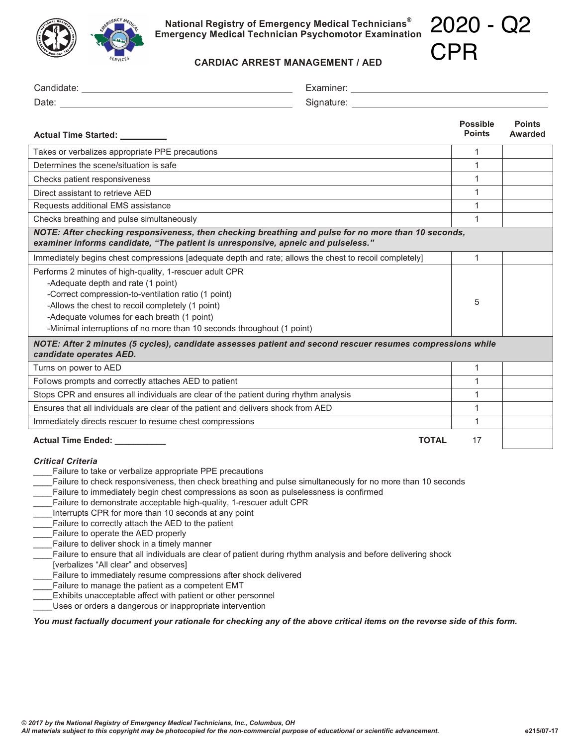National Registry of Emergency Medical Technicians®
Emergency Medical Technician Psychomotor Examination

# 2020 - Q2 CPR

## CARDIAC ARREST MANAGEMENT / AED

Candidate: ______________________ Examiner: ______________________

Date: ______________________ Signature: ______________________

| Actual Time Started: _________ | Possible Points | Points Awarded |
|---|---|---|
| Takes or verbalizes appropriate PPE precautions | 1 | |
| Determines the scene/situation is safe | 1 | |
| Checks patient responsiveness | 1 | |
| Direct assistant to retrieve AED | 1 | |
| Requests additional EMS assistance | 1 | |
| Checks breathing and pulse simultaneously | 1 | |
| ***NOTE: After checking responsiveness, then checking breathing and pulse for no more than 10 seconds, examiner informs candidate, "The patient is unresponsive, apneic and pulseless."*** | | |
| Immediately begins chest compressions [adequate depth and rate; allows the chest to recoil completely] | 1 | |
| Performs 2 minutes of high-quality, 1-rescuer adult CPR<br>-Adequate depth and rate (1 point)<br>-Correct compression-to-ventilation ratio (1 point)<br>-Allows the chest to recoil completely (1 point)<br>-Adequate volumes for each breath (1 point)<br>-Minimal interruptions of no more than 10 seconds throughout (1 point) | 5 | |
| ***NOTE: After 2 minutes (5 cycles), candidate assesses patient and second rescuer resumes compressions while candidate operates AED.*** | | |
| Turns on power to AED | 1 | |
| Follows prompts and correctly attaches AED to patient | 1 | |
| Stops CPR and ensures all individuals are clear of the patient during rhythm analysis | 1 | |
| Ensures that all individuals are clear of the patient and delivers shock from AED | 1 | |
| Immediately directs rescuer to resume chest compressions | 1 | |
| **Actual Time Ended: __________** **TOTAL** | 17 | |

***Critical Criteria***

____Failure to take or verbalize appropriate PPE precautions
____Failure to check responsiveness, then check breathing and pulse simultaneously for no more than 10 seconds
____Failure to immediately begin chest compressions as soon as pulselessness is confirmed
____Failure to demonstrate acceptable high-quality, 1-rescuer adult CPR
____Interrupts CPR for more than 10 seconds at any point
____Failure to correctly attach the AED to the patient
____Failure to operate the AED properly
____Failure to deliver shock in a timely manner
____Failure to ensure that all individuals are clear of patient during rhythm analysis and before delivering shock [verbalizes "All clear" and observes]
____Failure to immediately resume compressions after shock delivered
____Failure to manage the patient as a competent EMT
____Exhibits unacceptable affect with patient or other personnel
____Uses or orders a dangerous or inappropriate intervention

***You must factually document your rationale for checking any of the above critical items on the reverse side of this form.***

*© 2017 by the National Registry of Emergency Medical Technicians, Inc., Columbus, OH*
*All materials subject to this copyright may be photocopied for the non-commercial purpose of educational or scientific advancement.* e215/07-17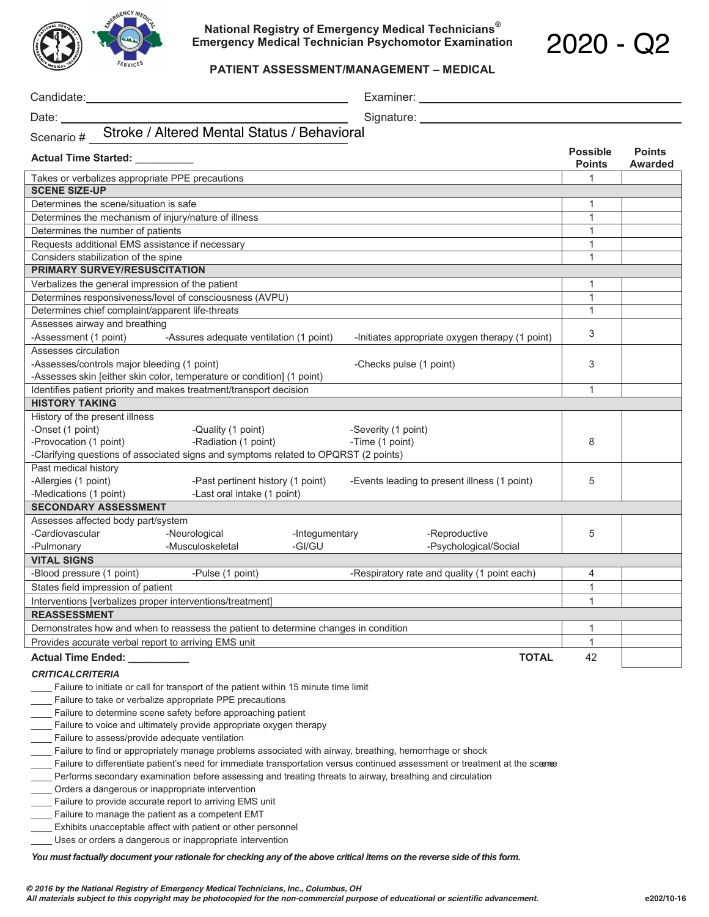**National Registry of Emergency Medical Technicians®**
**Emergency Medical Technician Psychomotor Examination**

# 2020 - Q2

## PATIENT ASSESSMENT/MANAGEMENT – MEDICAL

Candidate: ______________________ Examiner: ______________________

Date: ______________________ Signature: ______________________

Scenario # Stroke / Altered Mental Status / Behavioral

| Actual Time Started: __________ | Possible Points | Points Awarded |
|---|---|---|
| Takes or verbalizes appropriate PPE precautions | 1 | |
| **SCENE SIZE-UP** | | |
| Determines the scene/situation is safe | 1 | |
| Determines the mechanism of injury/nature of illness | 1 | |
| Determines the number of patients | 1 | |
| Requests additional EMS assistance if necessary | 1 | |
| Considers stabilization of the spine | 1 | |
| **PRIMARY SURVEY/RESUSCITATION** | | |
| Verbalizes the general impression of the patient | 1 | |
| Determines responsiveness/level of consciousness (AVPU) | 1 | |
| Determines chief complaint/apparent life-threats | 1 | |
| Assesses airway and breathing<br>-Assessment (1 point) -Assures adequate ventilation (1 point) -Initiates appropriate oxygen therapy (1 point) | 3 | |
| Assesses circulation<br>-Assesses/controls major bleeding (1 point) -Checks pulse (1 point)<br>-Assesses skin [either skin color, temperature or condition] (1 point) | 3 | |
| Identifies patient priority and makes treatment/transport decision | 1 | |
| **HISTORY TAKING** | | |
| History of the present illness<br>-Onset (1 point) -Quality (1 point) -Severity (1 point)<br>-Provocation (1 point) -Radiation (1 point) -Time (1 point)<br>-Clarifying questions of associated signs and symptoms related to OPQRST (2 points) | 8 | |
| Past medical history<br>-Allergies (1 point) -Past pertinent history (1 point) -Events leading to present illness (1 point)<br>-Medications (1 point) -Last oral intake (1 point) | 5 | |
| **SECONDARY ASSESSMENT** | | |
| Assesses affected body part/system<br>-Cardiovascular -Neurological -Integumentary -Reproductive<br>-Pulmonary -Musculoskeletal -GI/GU -Psychological/Social | 5 | |
| **VITAL SIGNS** | | |
| -Blood pressure (1 point) -Pulse (1 point) -Respiratory rate and quality (1 point each) | 4 | |
| States field impression of patient | 1 | |
| Interventions [verbalizes proper interventions/treatment] | 1 | |
| **REASSESSMENT** | | |
| Demonstrates how and when to reassess the patient to determine changes in condition | 1 | |
| Provides accurate verbal report to arriving EMS unit | 1 | |
| Actual Time Ended: __________ **TOTAL** | 42 | |

***CRITICALCRITERIA***

____ Failure to initiate or call for transport of the patient within 15 minute time limit
____ Failure to take or verbalize appropriate PPE precautions
____ Failure to determine scene safety before approaching patient
____ Failure to voice and ultimately provide appropriate oxygen therapy
____ Failure to assess/provide adequate ventilation
____ Failure to find or appropriately manage problems associated with airway, breathing, hemorrhage or shock
____ Failure to differentiate patient's need for immediate transportation versus continued assessment or treatment at the scene
____ Performs secondary examination before assessing and treating threats to airway, breathing and circulation
____ Orders a dangerous or inappropriate intervention
____ Failure to provide accurate report to arriving EMS unit
____ Failure to manage the patient as a competent EMT
____ Exhibits unacceptable affect with patient or other personnel
____ Uses or orders a dangerous or inappropriate intervention

***You must factually document your rationale for checking any of the above critical items on the reverse side of this form.***

*© 2016 by the National Registry of Emergency Medical Technicians, Inc., Columbus, OH*
*All materials subject to this copyright may be photocopied for the non-commercial purpose of educational or scientific advancement.*

e202/10-16